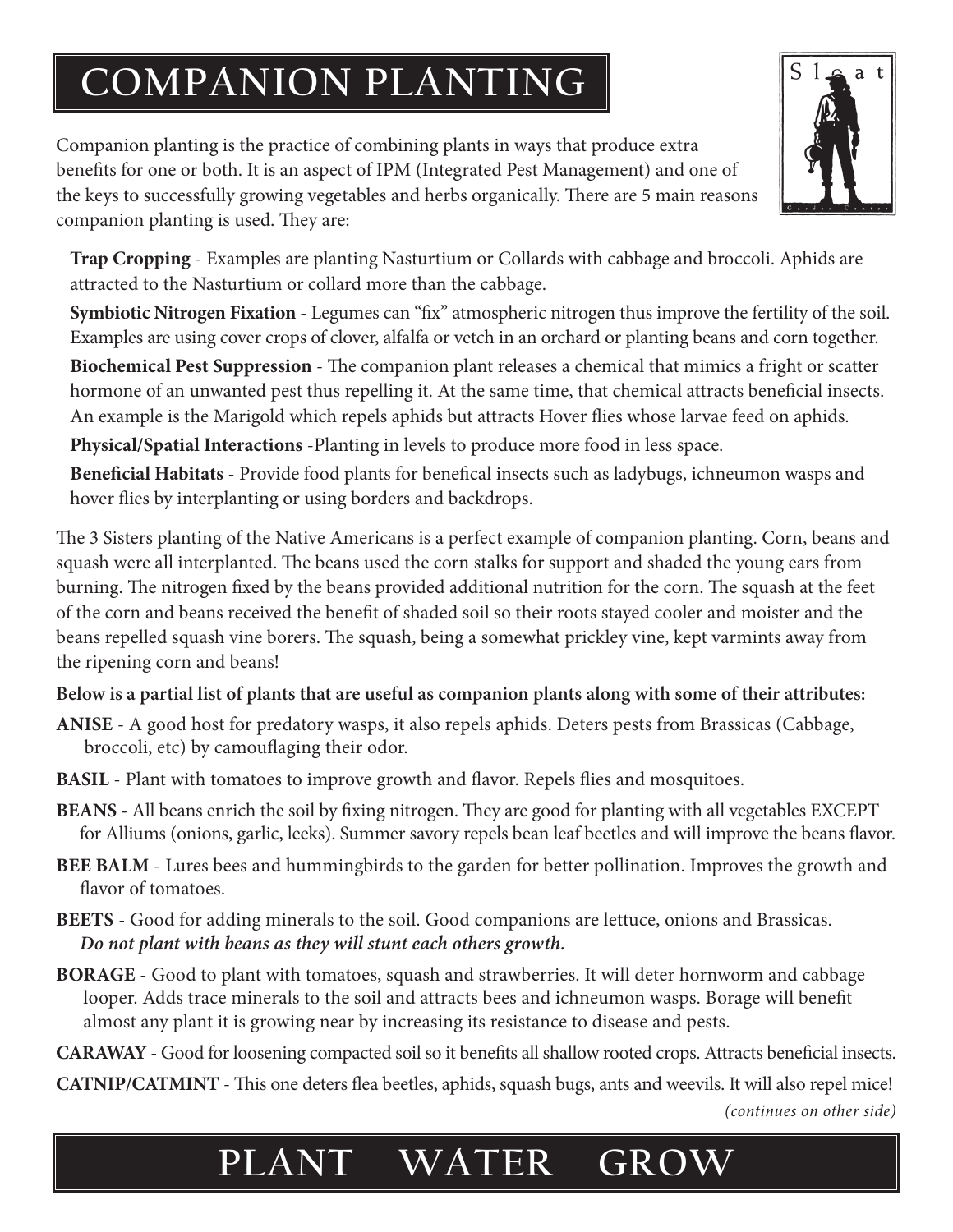# COMPANION PLANTING

Companion planting is the practice of combining plants in ways that produce extra benefits for one or both. It is an aspect of IPM (Integrated Pest Management) and one of the keys to successfully growing vegetables and herbs organically. There are 5 main reasons companion planting is used. They are:

**Trap Cropping** - Examples are planting Nasturtium or Collards with cabbage and broccoli. Aphids are attracted to the Nasturtium or collard more than the cabbage.

**Symbiotic Nitrogen Fixation** - Legumes can "fix" atmospheric nitrogen thus improve the fertility of the soil. Examples are using cover crops of clover, alfalfa or vetch in an orchard or planting beans and corn together.

**Biochemical Pest Suppression** - The companion plant releases a chemical that mimics a fright or scatter hormone of an unwanted pest thus repelling it. At the same time, that chemical attracts beneficial insects. An example is the Marigold which repels aphids but attracts Hover flies whose larvae feed on aphids.

**Physical/Spatial Interactions** -Planting in levels to produce more food in less space.

**Beneficial Habitats** - Provide food plants for benefical insects such as ladybugs, ichneumon wasps and hover flies by interplanting or using borders and backdrops.

The 3 Sisters planting of the Native Americans is a perfect example of companion planting. Corn, beans and squash were all interplanted. The beans used the corn stalks for support and shaded the young ears from burning. The nitrogen fixed by the beans provided additional nutrition for the corn. The squash at the feet of the corn and beans received the benefit of shaded soil so their roots stayed cooler and moister and the beans repelled squash vine borers. The squash, being a somewhat prickley vine, kept varmints away from the ripening corn and beans!

**Below is a partial list of plants that are useful as companion plants along with some of their attributes:**

**ANISE** - A good host for predatory wasps, it also repels aphids. Deters pests from Brassicas (Cabbage, broccoli, etc) by camouflaging their odor.

**BASIL** - Plant with tomatoes to improve growth and flavor. Repels flies and mosquitoes.

**BEANS** - All beans enrich the soil by fixing nitrogen. They are good for planting with all vegetables EXCEPT for Alliums (onions, garlic, leeks). Summer savory repels bean leaf beetles and will improve the beans flavor.

**BEE BALM** - Lures bees and hummingbirds to the garden for better pollination. Improves the growth and flavor of tomatoes.

**BEETS** - Good for adding minerals to the soil. Good companions are lettuce, onions and Brassicas. ***Do not plant with beans as they will stunt each others growth.***

**BORAGE** - Good to plant with tomatoes, squash and strawberries. It will deter hornworm and cabbage looper. Adds trace minerals to the soil and attracts bees and ichneumon wasps. Borage will benefit almost any plant it is growing near by increasing its resistance to disease and pests.

**CARAWAY** - Good for loosening compacted soil so it benefits all shallow rooted crops. Attracts beneficial insects.

**CATNIP/CATMINT** - This one deters flea beetles, aphids, squash bugs, ants and weevils. It will also repel mice!

*(continues on other side)*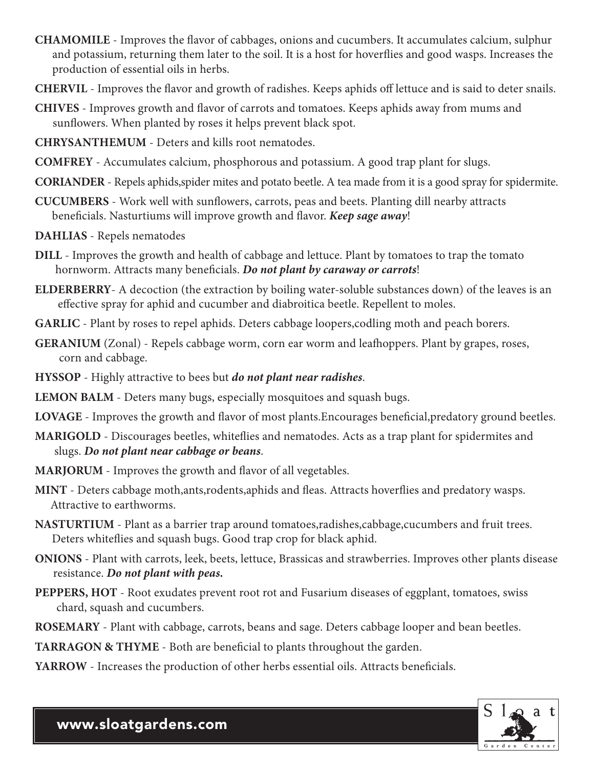**CHAMOMILE** - Improves the flavor of cabbages, onions and cucumbers. It accumulates calcium, sulphur and potassium, returning them later to the soil. It is a host for hoverflies and good wasps. Increases the production of essential oils in herbs.

**CHERVIL** - Improves the flavor and growth of radishes. Keeps aphids off lettuce and is said to deter snails.

**CHIVES** - Improves growth and flavor of carrots and tomatoes. Keeps aphids away from mums and sunflowers. When planted by roses it helps prevent black spot.

**CHRYSANTHEMUM** - Deters and kills root nematodes.

**COMFREY** - Accumulates calcium, phosphorous and potassium. A good trap plant for slugs.

**CORIANDER** - Repels aphids,spider mites and potato beetle. A tea made from it is a good spray for spidermite.

**CUCUMBERS** - Work well with sunflowers, carrots, peas and beets. Planting dill nearby attracts beneficials. Nasturtiums will improve growth and flavor. ***Keep sage away***!

**DAHLIAS** - Repels nematodes

**DILL** - Improves the growth and health of cabbage and lettuce. Plant by tomatoes to trap the tomato hornworm. Attracts many beneficials. ***Do not plant by caraway or carrots***!

**ELDERBERRY**- A decoction (the extraction by boiling water-soluble substances down) of the leaves is an effective spray for aphid and cucumber and diabroitica beetle. Repellent to moles.

**GARLIC** - Plant by roses to repel aphids. Deters cabbage loopers,codling moth and peach borers.

**GERANIUM** (Zonal) - Repels cabbage worm, corn ear worm and leafhoppers. Plant by grapes, roses, corn and cabbage.

**HYSSOP** - Highly attractive to bees but ***do not plant near radishes***.

**LEMON BALM** - Deters many bugs, especially mosquitoes and squash bugs.

**LOVAGE** - Improves the growth and flavor of most plants.Encourages beneficial,predatory ground beetles.

**MARIGOLD** - Discourages beetles, whiteflies and nematodes. Acts as a trap plant for spidermites and slugs. ***Do not plant near cabbage or beans***.

**MARJORUM** - Improves the growth and flavor of all vegetables.

**MINT** - Deters cabbage moth,ants,rodents,aphids and fleas. Attracts hoverflies and predatory wasps. Attractive to earthworms.

**NASTURTIUM** - Plant as a barrier trap around tomatoes,radishes,cabbage,cucumbers and fruit trees. Deters whiteflies and squash bugs. Good trap crop for black aphid.

**ONIONS** - Plant with carrots, leek, beets, lettuce, Brassicas and strawberries. Improves other plants disease resistance. ***Do not plant with peas.***

**PEPPERS, HOT** - Root exudates prevent root rot and Fusarium diseases of eggplant, tomatoes, swiss chard, squash and cucumbers.

**ROSEMARY** - Plant with cabbage, carrots, beans and sage. Deters cabbage looper and bean beetles.

**TARRAGON & THYME** - Both are beneficial to plants throughout the garden.

**YARROW** - Increases the production of other herbs essential oils. Attracts beneficials.

www.sloatgardens.com

Sloat Garden Center